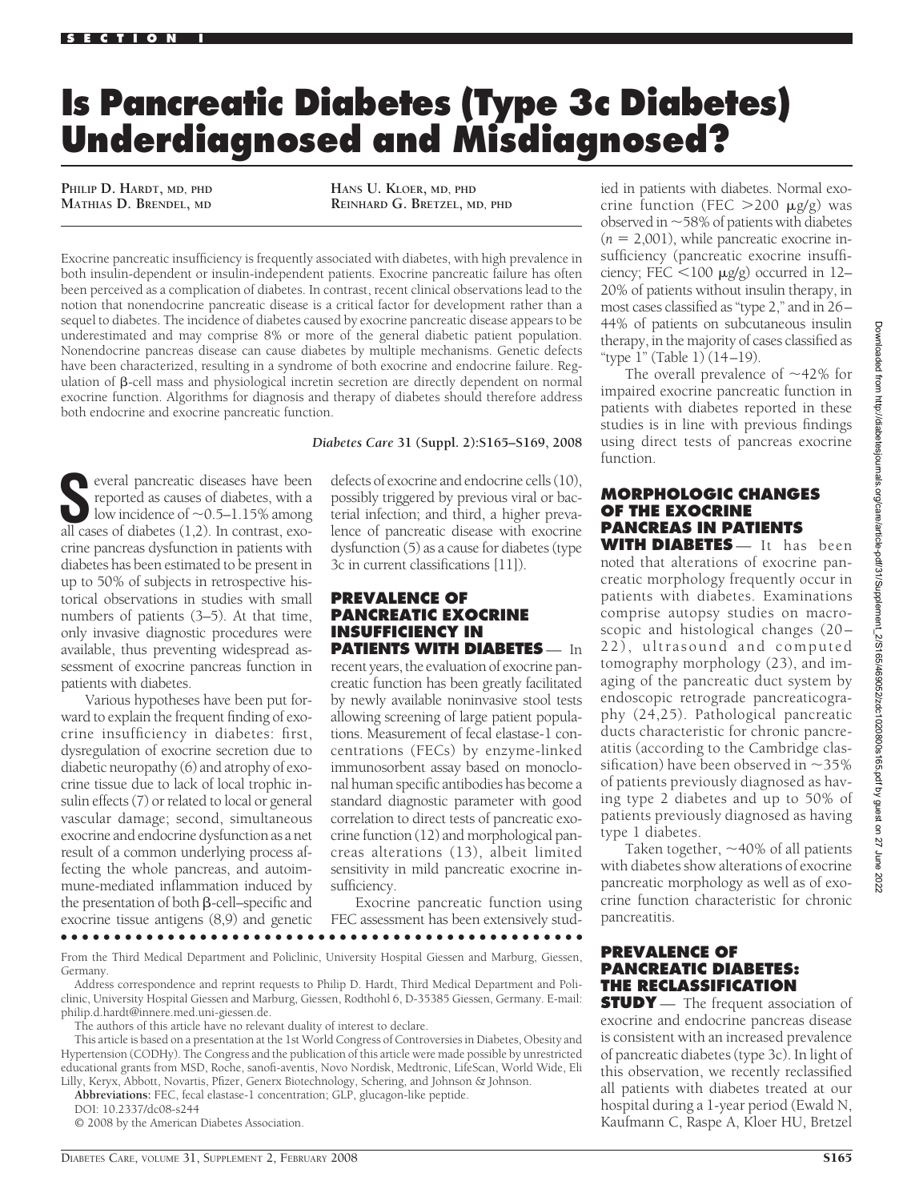# Is Pancreatic Diabetes (Type 3c Diabetes) Underdiagnosed and Misdiagnosed?

**Philip D. Hardt, MD, PhD**
**Mathias D. Brendel, MD**
**Hans U. Kloer, MD, PhD**
**Reinhard G. Bretzel, MD, PhD**

Exocrine pancreatic insufficiency is frequently associated with diabetes, with high prevalence in both insulin-dependent or insulin-independent patients. Exocrine pancreatic failure has often been perceived as a complication of diabetes. In contrast, recent clinical observations lead to the notion that nonendocrine pancreatic disease is a critical factor for development rather than a sequel to diabetes. The incidence of diabetes caused by exocrine pancreatic disease appears to be underestimated and may comprise 8% or more of the general diabetic patient population. Nonendocrine pancreas disease can cause diabetes by multiple mechanisms. Genetic defects have been characterized, resulting in a syndrome of both exocrine and endocrine failure. Regulation of β-cell mass and physiological incretin secretion are directly dependent on normal exocrine function. Algorithms for diagnosis and therapy of diabetes should therefore address both endocrine and exocrine pancreatic function.

*Diabetes Care* **31 (Suppl. 2):S165–S169, 2008**

Several pancreatic diseases have been reported as causes of diabetes, with a low incidence of ~0.5–1.15% among all cases of diabetes (1,2). In contrast, exocrine pancreas dysfunction in patients with diabetes has been estimated to be present in up to 50% of subjects in retrospective historical observations in studies with small numbers of patients (3–5). At that time, only invasive diagnostic procedures were available, thus preventing widespread assessment of exocrine pancreas function in patients with diabetes.

Various hypotheses have been put forward to explain the frequent finding of exocrine insufficiency in diabetes: first, dysregulation of exocrine secretion due to diabetic neuropathy (6) and atrophy of exocrine tissue due to lack of local trophic insulin effects (7) or related to local or general vascular damage; second, simultaneous exocrine and endocrine dysfunction as a net result of a common underlying process affecting the whole pancreas, and autoimmune-mediated inflammation induced by the presentation of both β-cell–specific and exocrine tissue antigens (8,9) and genetic defects of exocrine and endocrine cells (10), possibly triggered by previous viral or bacterial infection; and third, a higher prevalence of pancreatic disease with exocrine dysfunction (5) as a cause for diabetes (type 3c in current classifications [11]).

## PREVALENCE OF PANCREATIC EXOCRINE INSUFFICIENCY IN PATIENTS WITH DIABETES

In recent years, the evaluation of exocrine pancreatic function has been greatly facilitated by newly available noninvasive stool tests allowing screening of large patient populations. Measurement of fecal elastase-1 concentrations (FECs) by enzyme-linked immunosorbent assay based on monoclonal human specific antibodies has become a standard diagnostic parameter with good correlation to direct tests of pancreatic exocrine function (12) and morphological pancreas alterations (13), albeit limited sensitivity in mild pancreatic exocrine insufficiency.

Exocrine pancreatic function using FEC assessment has been extensively studied in patients with diabetes. Normal exocrine function (FEC >200 μg/g) was observed in ~58% of patients with diabetes ($n$ = 2,001), while pancreatic exocrine insufficiency (pancreatic exocrine insufficiency; FEC <100 μg/g) occurred in 12–20% of patients without insulin therapy, in most cases classified as "type 2," and in 26–44% of patients on subcutaneous insulin therapy, in the majority of cases classified as "type 1" (Table 1) (14–19).

The overall prevalence of ~42% for impaired exocrine pancreatic function in patients with diabetes reported in these studies is in line with previous findings using direct tests of pancreas exocrine function.

## MORPHOLOGIC CHANGES OF THE EXOCRINE PANCREAS IN PATIENTS WITH DIABETES

It has been noted that alterations of exocrine pancreatic morphology frequently occur in patients with diabetes. Examinations comprise autopsy studies on macroscopic and histological changes (20–22), ultrasound and computed tomography morphology (23), and imaging of the pancreatic duct system by endoscopic retrograde pancreaticography (24,25). Pathological pancreatic ducts characteristic for chronic pancreatitis (according to the Cambridge classification) have been observed in ~35% of patients previously diagnosed as having type 2 diabetes and up to 50% of patients previously diagnosed as having type 1 diabetes.

Taken together, ~40% of all patients with diabetes show alterations of exocrine pancreatic morphology as well as of exocrine function characteristic for chronic pancreatitis.

## PREVALENCE OF PANCREATIC DIABETES: THE RECLASSIFICATION STUDY

The frequent association of exocrine and endocrine pancreas disease is consistent with an increased prevalence of pancreatic diabetes (type 3c). In light of this observation, we recently reclassified all patients with diabetes treated at our hospital during a 1-year period (Ewald N, Kaufmann C, Raspe A, Kloer HU, Bretzel

From the Third Medical Department and Policlinic, University Hospital Giessen and Marburg, Giessen, Germany.

Address correspondence and reprint requests to Philip D. Hardt, Third Medical Department and Policlinic, University Hospital Giessen and Marburg, Giessen, Rodthohl 6, D-35385 Giessen, Germany. E-mail: philip.d.hardt@innere.med.uni-giessen.de.

The authors of this article have no relevant duality of interest to declare.

This article is based on a presentation at the 1st World Congress of Controversies in Diabetes, Obesity and Hypertension (CODHy). The Congress and the publication of this article were made possible by unrestricted educational grants from MSD, Roche, sanofi-aventis, Novo Nordisk, Medtronic, LifeScan, World Wide, Eli Lilly, Keryx, Abbott, Novartis, Pfizer, Generx Biotechnology, Schering, and Johnson & Johnson.

**Abbreviations:** FEC, fecal elastase-1 concentration; GLP, glucagon-like peptide.

DOI: 10.2337/dc08-s244

© 2008 by the American Diabetes Association.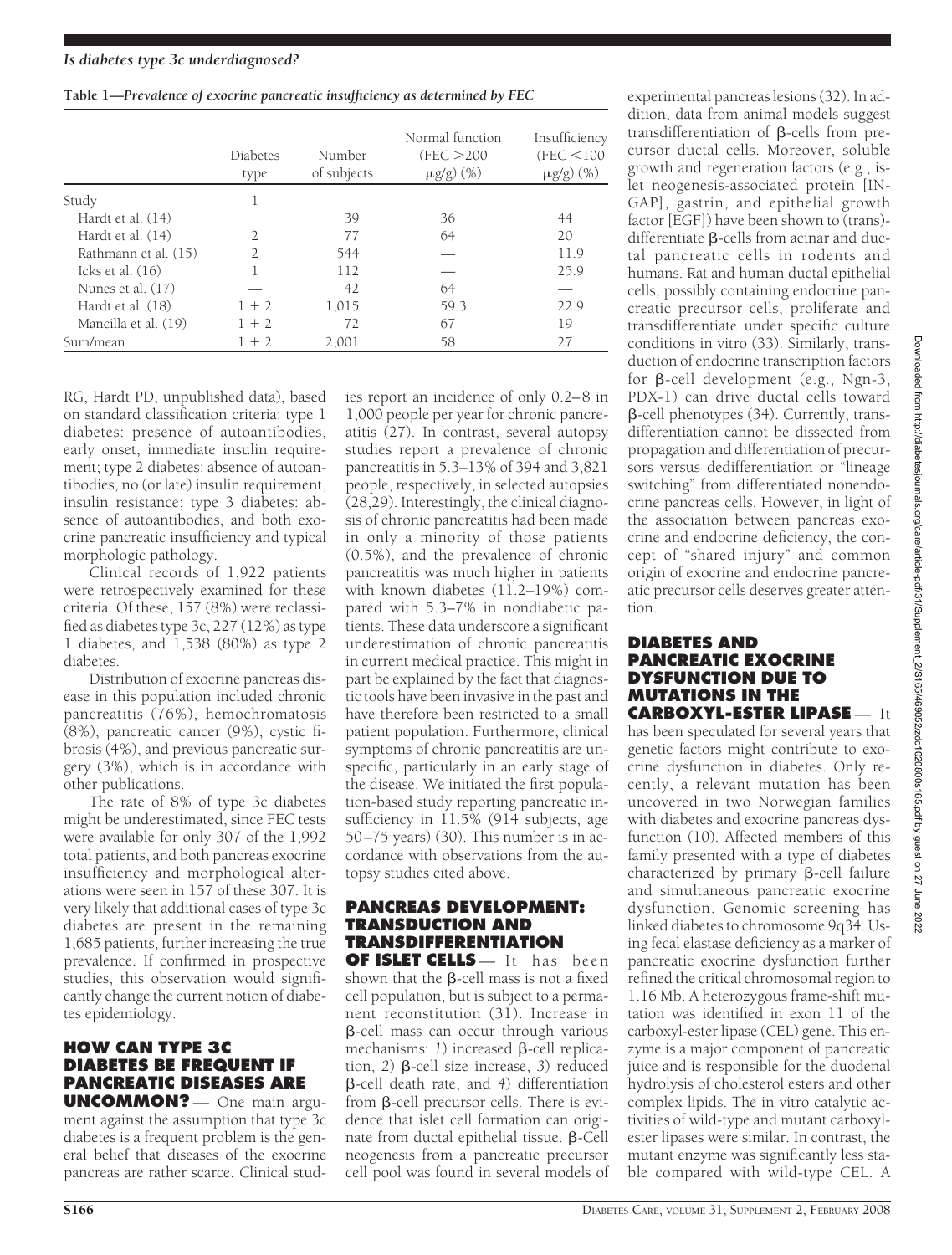**Table 1—Prevalence of exocrine pancreatic insufficiency as determined by FEC**

| | Diabetes type | Number of subjects | Normal function (FEC >200 μg/g) (%) | Insufficiency (FEC <100 μg/g) (%) |
|---|---|---|---|---|
| Study | 1 | | | |
| Hardt et al. (14) | | 39 | 36 | 44 |
| Hardt et al. (14) | 2 | 77 | 64 | 20 |
| Rathmann et al. (15) | 2 | 544 | — | 11.9 |
| Icks et al. (16) | 1 | 112 | — | 25.9 |
| Nunes et al. (17) | — | 42 | 64 | — |
| Hardt et al. (18) | 1 + 2 | 1,015 | 59.3 | 22.9 |
| Mancilla et al. (19) | 1 + 2 | 72 | 67 | 19 |
| Sum/mean | 1 + 2 | 2,001 | 58 | 27 |

RG, Hardt PD, unpublished data), based on standard classification criteria: type 1 diabetes: presence of autoantibodies, early onset, immediate insulin requirement; type 2 diabetes: absence of autoantibodies, no (or late) insulin requirement, insulin resistance; type 3 diabetes: absence of autoantibodies, and both exocrine pancreatic insufficiency and typical morphologic pathology.

Clinical records of 1,922 patients were retrospectively examined for these criteria. Of these, 157 (8%) were reclassified as diabetes type 3c, 227 (12%) as type 1 diabetes, and 1,538 (80%) as type 2 diabetes.

Distribution of exocrine pancreas disease in this population included chronic pancreatitis (76%), hemochromatosis (8%), pancreatic cancer (9%), cystic fibrosis (4%), and previous pancreatic surgery (3%), which is in accordance with other publications.

The rate of 8% of type 3c diabetes might be underestimated, since FEC tests were available for only 307 of the 1,992 total patients, and both pancreas exocrine insufficiency and morphological alterations were seen in 157 of these 307. It is very likely that additional cases of type 3c diabetes are present in the remaining 1,685 patients, further increasing the true prevalence. If confirmed in prospective studies, this observation would significantly change the current notion of diabetes epidemiology.

## HOW CAN TYPE 3C DIABETES BE FREQUENT IF PANCREATIC DISEASES ARE UNCOMMON?

— One main argument against the assumption that type 3c diabetes is a frequent problem is the general belief that diseases of the exocrine pancreas are rather scarce. Clinical studies report an incidence of only 0.2–8 in 1,000 people per year for chronic pancreatitis (27). In contrast, several autopsy studies report a prevalence of chronic pancreatitis in 5.3–13% of 394 and 3,821 people, respectively, in selected autopsies (28,29). Interestingly, the clinical diagnosis of chronic pancreatitis had been made in only a minority of those patients (0.5%), and the prevalence of chronic pancreatitis was much higher in patients with known diabetes (11.2–19%) compared with 5.3–7% in nondiabetic patients. These data underscore a significant underestimation of chronic pancreatitis in current medical practice. This might in part be explained by the fact that diagnostic tools have been invasive in the past and have therefore been restricted to a small patient population. Furthermore, clinical symptoms of chronic pancreatitis are unspecific, particularly in an early stage of the disease. We initiated the first population-based study reporting pancreatic insufficiency in 11.5% (914 subjects, age 50–75 years) (30). This number is in accordance with observations from the autopsy studies cited above.

## PANCREAS DEVELOPMENT: TRANSDUCTION AND TRANSDIFFERENTIATION OF ISLET CELLS

— It has been shown that the β-cell mass is not a fixed cell population, but is subject to a permanent reconstitution (31). Increase in β-cell mass can occur through various mechanisms: *1*) increased β-cell replication, *2*) β-cell size increase, *3*) reduced β-cell death rate, and *4*) differentiation from β-cell precursor cells. There is evidence that islet cell formation can originate from ductal epithelial tissue. β-Cell neogenesis from a pancreatic precursor cell pool was found in several models of experimental pancreas lesions (32). In addition, data from animal models suggest transdifferentiation of β-cells from precursor ductal cells. Moreover, soluble growth and regeneration factors (e.g., islet neogenesis-associated protein [INGAP], gastrin, and epithelial growth factor [EGF]) have been shown to (trans)-differentiate β-cells from acinar and ductal pancreatic cells in rodents and humans. Rat and human ductal epithelial cells, possibly containing endocrine pancreatic precursor cells, proliferate and transdifferentiate under specific culture conditions in vitro (33). Similarly, transduction of endocrine transcription factors for β-cell development (e.g., Ngn-3, PDX-1) can drive ductal cells toward β-cell phenotypes (34). Currently, transdifferentiation cannot be dissected from propagation and differentiation of precursors versus dedifferentiation or "lineage switching" from differentiated nonendocrine pancreas cells. However, in light of the association between pancreas exocrine and endocrine deficiency, the concept of "shared injury" and common origin of exocrine and endocrine pancreatic precursor cells deserves greater attention.

## DIABETES AND PANCREATIC EXOCRINE DYSFUNCTION DUE TO MUTATIONS IN THE CARBOXYL-ESTER LIPASE

— It has been speculated for several years that genetic factors might contribute to exocrine dysfunction in diabetes. Only recently, a relevant mutation has been uncovered in two Norwegian families with diabetes and exocrine pancreas dysfunction (10). Affected members of this family presented with a type of diabetes characterized by primary β-cell failure and simultaneous pancreatic exocrine dysfunction. Genomic screening has linked diabetes to chromosome 9q34. Using fecal elastase deficiency as a marker of pancreatic exocrine dysfunction further refined the critical chromosomal region to 1.16 Mb. A heterozygous frame-shift mutation was identified in exon 11 of the carboxyl-ester lipase (CEL) gene. This enzyme is a major component of pancreatic juice and is responsible for the duodenal hydrolysis of cholesterol esters and other complex lipids. The in vitro catalytic activities of wild-type and mutant carboxyl-ester lipases were similar. In contrast, the mutant enzyme was significantly less stable compared with wild-type CEL. A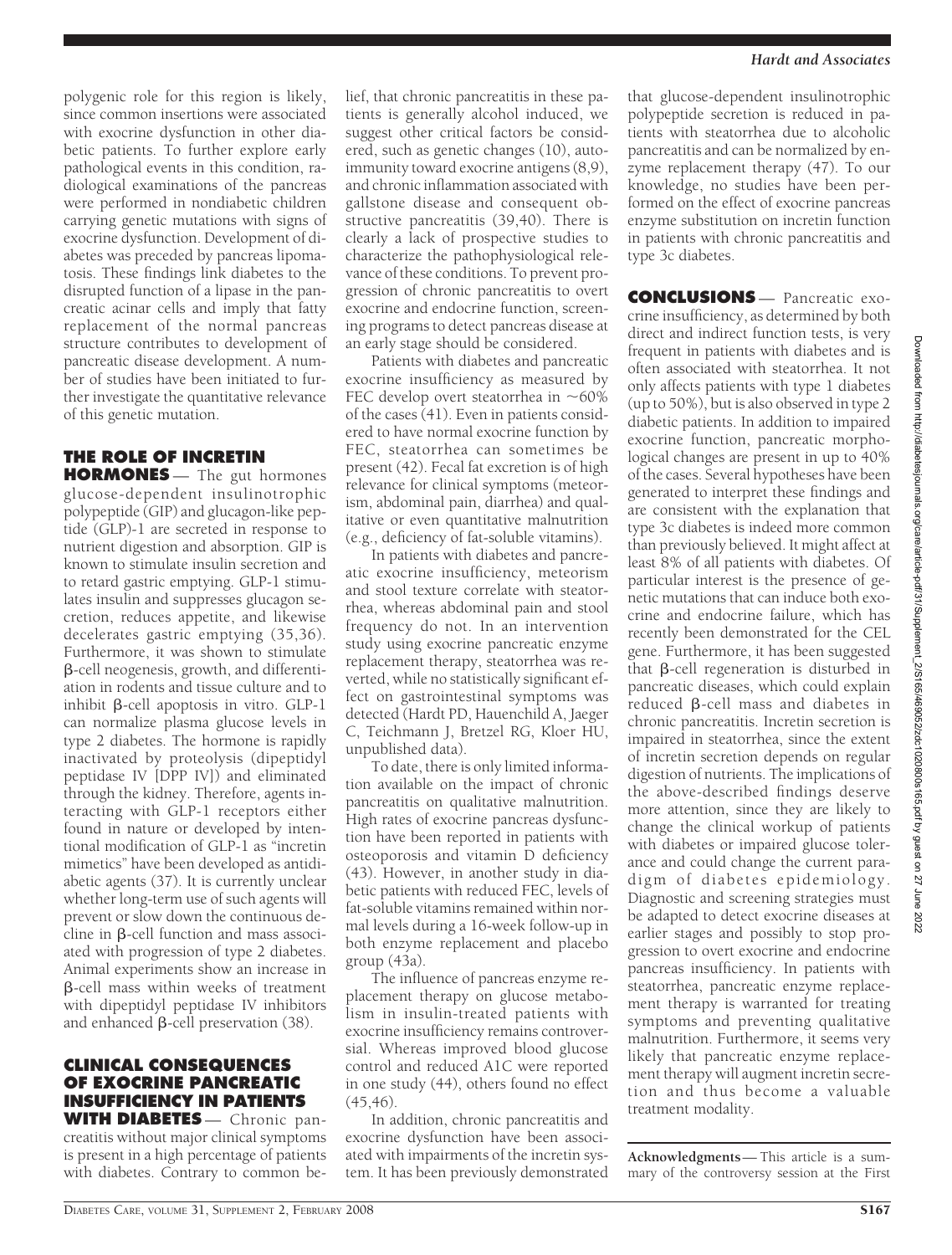polygenic role for this region is likely, since common insertions were associated with exocrine dysfunction in other diabetic patients. To further explore early pathological events in this condition, radiological examinations of the pancreas were performed in nondiabetic children carrying genetic mutations with signs of exocrine dysfunction. Development of diabetes was preceded by pancreas lipomatosis. These findings link diabetes to the disrupted function of a lipase in the pancreatic acinar cells and imply that fatty replacement of the normal pancreas structure contributes to development of pancreatic disease development. A number of studies have been initiated to further investigate the quantitative relevance of this genetic mutation.

## THE ROLE OF INCRETIN HORMONES

The gut hormones glucose-dependent insulinotrophic polypeptide (GIP) and glucagon-like peptide (GLP)-1 are secreted in response to nutrient digestion and absorption. GIP is known to stimulate insulin secretion and to retard gastric emptying. GLP-1 stimulates insulin and suppresses glucagon secretion, reduces appetite, and likewise decelerates gastric emptying (35,36). Furthermore, it was shown to stimulate β-cell neogenesis, growth, and differentiation in rodents and tissue culture and to inhibit β-cell apoptosis in vitro. GLP-1 can normalize plasma glucose levels in type 2 diabetes. The hormone is rapidly inactivated by proteolysis (dipeptidyl peptidase IV [DPP IV]) and eliminated through the kidney. Therefore, agents interacting with GLP-1 receptors either found in nature or developed by intentional modification of GLP-1 as "incretin mimetics" have been developed as antidiabetic agents (37). It is currently unclear whether long-term use of such agents will prevent or slow down the continuous decline in β-cell function and mass associated with progression of type 2 diabetes. Animal experiments show an increase in β-cell mass within weeks of treatment with dipeptidyl peptidase IV inhibitors and enhanced β-cell preservation (38).

## CLINICAL CONSEQUENCES OF EXOCRINE PANCREATIC INSUFFICIENCY IN PATIENTS WITH DIABETES

Chronic pancreatitis without major clinical symptoms is present in a high percentage of patients with diabetes. Contrary to common belief, that chronic pancreatitis in these patients is generally alcohol induced, we suggest other critical factors be considered, such as genetic changes (10), autoimmunity toward exocrine antigens (8,9), and chronic inflammation associated with gallstone disease and consequent obstructive pancreatitis (39,40). There is clearly a lack of prospective studies to characterize the pathophysiological relevance of these conditions. To prevent progression of chronic pancreatitis to overt exocrine and endocrine function, screening programs to detect pancreas disease at an early stage should be considered.

Patients with diabetes and pancreatic exocrine insufficiency as measured by FEC develop overt steatorrhea in ~60% of the cases (41). Even in patients considered to have normal exocrine function by FEC, steatorrhea can sometimes be present (42). Fecal fat excretion is of high relevance for clinical symptoms (meteorism, abdominal pain, diarrhea) and qualitative or even quantitative malnutrition (e.g., deficiency of fat-soluble vitamins).

In patients with diabetes and pancreatic exocrine insufficiency, meteorism and stool texture correlate with steatorrhea, whereas abdominal pain and stool frequency do not. In an intervention study using exocrine pancreatic enzyme replacement therapy, steatorrhea was reverted, while no statistically significant effect on gastrointestinal symptoms was detected (Hardt PD, Hauenchild A, Jaeger C, Teichmann J, Bretzel RG, Kloer HU, unpublished data).

To date, there is only limited information available on the impact of chronic pancreatitis on qualitative malnutrition. High rates of exocrine pancreas dysfunction have been reported in patients with osteoporosis and vitamin D deficiency (43). However, in another study in diabetic patients with reduced FEC, levels of fat-soluble vitamins remained within normal levels during a 16-week follow-up in both enzyme replacement and placebo group (43a).

The influence of pancreas enzyme replacement therapy on glucose metabolism in insulin-treated patients with exocrine insufficiency remains controversial. Whereas improved blood glucose control and reduced A1C were reported in one study (44), others found no effect (45,46).

In addition, chronic pancreatitis and exocrine dysfunction have been associated with impairments of the incretin system. It has been previously demonstrated that glucose-dependent insulinotrophic polypeptide secretion is reduced in patients with steatorrhea due to alcoholic pancreatitis and can be normalized by enzyme replacement therapy (47). To our knowledge, no studies have been performed on the effect of exocrine pancreas enzyme substitution on incretin function in patients with chronic pancreatitis and type 3c diabetes.

## CONCLUSIONS

Pancreatic exocrine insufficiency, as determined by both direct and indirect function tests, is very frequent in patients with diabetes and is often associated with steatorrhea. It not only affects patients with type 1 diabetes (up to 50%), but is also observed in type 2 diabetic patients. In addition to impaired exocrine function, pancreatic morphological changes are present in up to 40% of the cases. Several hypotheses have been generated to interpret these findings and are consistent with the explanation that type 3c diabetes is indeed more common than previously believed. It might affect at least 8% of all patients with diabetes. Of particular interest is the presence of genetic mutations that can induce both exocrine and endocrine failure, which has recently been demonstrated for the CEL gene. Furthermore, it has been suggested that β-cell regeneration is disturbed in pancreatic diseases, which could explain reduced β-cell mass and diabetes in chronic pancreatitis. Incretin secretion is impaired in steatorrhea, since the extent of incretin secretion depends on regular digestion of nutrients. The implications of the above-described findings deserve more attention, since they are likely to change the clinical workup of patients with diabetes or impaired glucose tolerance and could change the current paradigm of diabetes epidemiology. Diagnostic and screening strategies must be adapted to detect exocrine diseases at earlier stages and possibly to stop progression to overt exocrine and endocrine pancreas insufficiency. In patients with steatorrhea, pancreatic enzyme replacement therapy is warranted for treating symptoms and preventing qualitative malnutrition. Furthermore, it seems very likely that pancreatic enzyme replacement therapy will augment incretin secretion and thus become a valuable treatment modality.

**Acknowledgments**— This article is a summary of the controversy session at the First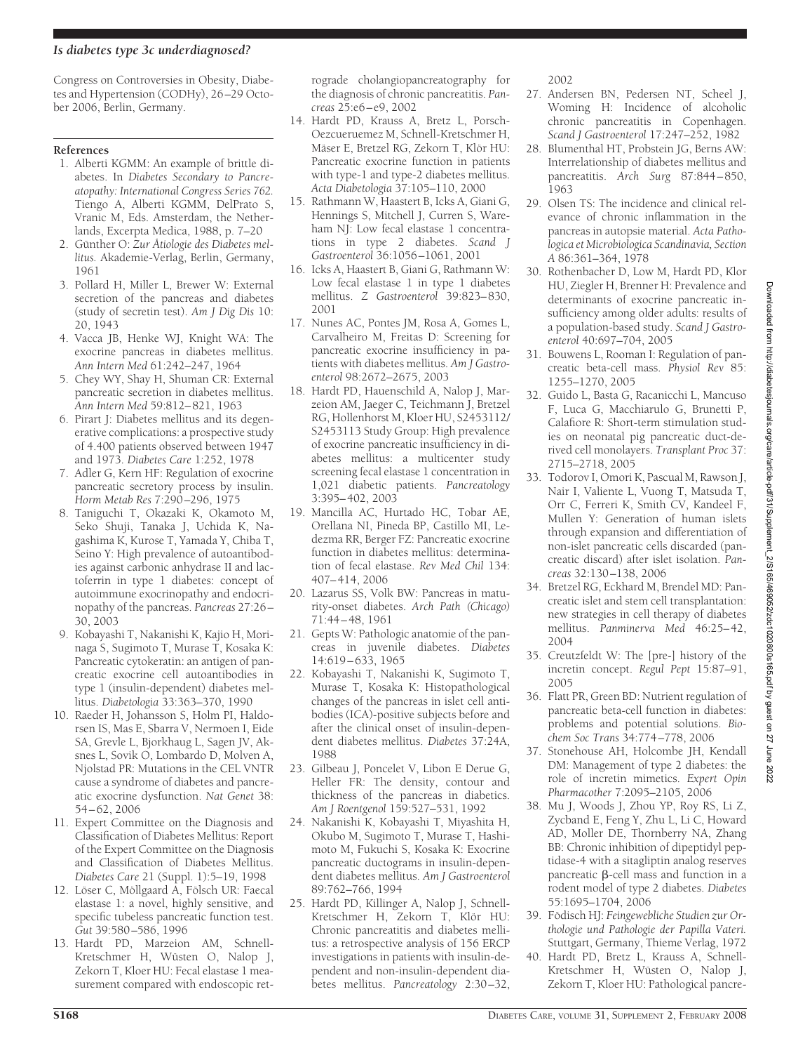Congress on Controversies in Obesity, Diabetes and Hypertension (CODHy), 26–29 October 2006, Berlin, Germany.

#### References

1. Alberti KGMM: An example of brittle diabetes. In *Diabetes Secondary to Pancreatopathy: International Congress Series 762.* Tiengo A, Alberti KGMM, DelPrato S, Vranic M, Eds. Amsterdam, the Netherlands, Excerpta Medica, 1988, p. 7–20
2. Günther O: *Zur Ätiologie des Diabetes mellitus.* Akademie-Verlag, Berlin, Germany, 1961
3. Pollard H, Miller L, Brewer W: External secretion of the pancreas and diabetes (study of secretin test). *Am J Dig Dis* 10: 20, 1943
4. Vacca JB, Henke WJ, Knight WA: The exocrine pancreas in diabetes mellitus. *Ann Intern Med* 61:242–247, 1964
5. Chey WY, Shay H, Shuman CR: External pancreatic secretion in diabetes mellitus. *Ann Intern Med* 59:812–821, 1963
6. Pirart J: Diabetes mellitus and its degenerative complications: a prospective study of 4.400 patients observed between 1947 and 1973. *Diabetes Care* 1:252, 1978
7. Adler G, Kern HF: Regulation of exocrine pancreatic secretory process by insulin. *Horm Metab Res* 7:290–296, 1975
8. Taniguchi T, Okazaki K, Okamoto M, Seko Shuji, Tanaka J, Uchida K, Nagashima K, Kurose T, Yamada Y, Chiba T, Seino Y: High prevalence of autoantibodies against carbonic anhydrase II and lactoferrin in type 1 diabetes: concept of autoimmune exocrinopathy and endocrinopathy of the pancreas. *Pancreas* 27:26–30, 2003
9. Kobayashi T, Nakanishi K, Kajio H, Morinaga S, Sugimoto T, Murase T, Kosaka K: Pancreatic cytokeratin: an antigen of pancreatic exocrine cell autoantibodies in type 1 (insulin-dependent) diabetes mellitus. *Diabetologia* 33:363–370, 1990
10. Raeder H, Johansson S, Holm PI, Haldorsen IS, Mas E, Sbarra V, Nermoen I, Eide SA, Grevle L, Bjorkhaug L, Sagen JV, Aksnes L, Sovik O, Lombardo D, Molven A, Njolstad PR: Mutations in the CEL VNTR cause a syndrome of diabetes and pancreatic exocrine dysfunction. *Nat Genet* 38: 54–62, 2006
11. Expert Committee on the Diagnosis and Classification of Diabetes Mellitus: Report of the Expert Committee on the Diagnosis and Classification of Diabetes Mellitus. *Diabetes Care* 21 (Suppl. 1):5–19, 1998
12. Löser C, Möllgaard A, Fölsch UR: Faecal elastase 1: a novel, highly sensitive, and specific tubeless pancreatic function test. *Gut* 39:580–586, 1996
13. Hardt PD, Marzeion AM, Schnell-Kretschmer H, Wüsten O, Nalop J, Zekorn T, Kloer HU: Fecal elastase 1 measurement compared with endoscopic retrograde cholangiopancreatography for the diagnosis of chronic pancreatitis. *Pancreas* 25:e6–e9, 2002
14. Hardt PD, Krauss A, Bretz L, Porsch-Oezcueruemez M, Schnell-Kretschmer H, Mäser E, Bretzel RG, Zekorn T, Klör HU: Pancreatic exocrine function in patients with type-1 and type-2 diabetes mellitus. *Acta Diabetologia* 37:105–110, 2000
15. Rathmann W, Haastert B, Icks A, Giani G, Hennings S, Mitchell J, Curren S, Wareham NJ: Low fecal elastase 1 concentrations in type 2 diabetes. *Scand J Gastroenterol* 36:1056–1061, 2001
16. Icks A, Haastert B, Giani G, Rathmann W: Low fecal elastase 1 in type 1 diabetes mellitus. *Z Gastroenterol* 39:823–830, 2001
17. Nunes AC, Pontes JM, Rosa A, Gomes L, Carvalheiro M, Freitas D: Screening for pancreatic exocrine insufficiency in patients with diabetes mellitus. *Am J Gastroenterol* 98:2672–2675, 2003
18. Hardt PD, Hauenschild A, Nalop J, Marzeion AM, Jaeger C, Teichmann J, Bretzel RG, Hollenhorst M, Kloer HU, S2453112/S2453113 Study Group: High prevalence of exocrine pancreatic insufficiency in diabetes mellitus: a multicenter study screening fecal elastase 1 concentration in 1,021 diabetic patients. *Pancreatology* 3:395–402, 2003
19. Mancilla AC, Hurtado HC, Tobar AE, Orellana NI, Pineda BP, Castillo MI, Ledezma RR, Berger FZ: Pancreatic exocrine function in diabetes mellitus: determination of fecal elastase. *Rev Med Chil* 134: 407–414, 2006
20. Lazarus SS, Volk BW: Pancreas in maturity-onset diabetes. *Arch Path (Chicago)* 71:44–48, 1961
21. Gepts W: Pathologic anatomie of the pancreas in juvenile diabetes. *Diabetes* 14:619–633, 1965
22. Kobayashi T, Nakanishi K, Sugimoto T, Murase T, Kosaka K: Histopathological changes of the pancreas in islet cell antibodies (ICA)-positive subjects before and after the clinical onset of insulin-dependent diabetes mellitus. *Diabetes* 37:24A, 1988
23. Gilbeau J, Poncelet V, Libon E Derue G, Heller FR: The density, contour and thickness of the pancreas in diabetics. *Am J Roentgenol* 159:527–531, 1992
24. Nakanishi K, Kobayashi T, Miyashita H, Okubo M, Sugimoto T, Murase T, Hashimoto M, Fukuchi S, Kosaka K: Exocrine pancreatic ductograms in insulin-dependent diabetes mellitus. *Am J Gastroenterol* 89:762–766, 1994
25. Hardt PD, Killinger A, Nalop J, Schnell-Kretschmer H, Zekorn T, Klör HU: Chronic pancreatitis and diabetes mellitus: a retrospective analysis of 156 ERCP investigations in patients with insulin-dependent and non-insulin-dependent diabetes mellitus. *Pancreatology* 2:30–32, 2002
27. Andersen BN, Pedersen NT, Scheel J, Woming H: Incidence of alcoholic chronic pancreatitis in Copenhagen. *Scand J Gastroenterol* 17:247–252, 1982
28. Blumenthal HT, Probstein JG, Berns AW: Interrelationship of diabetes mellitus and pancreatitis. *Arch Surg* 87:844–850, 1963
29. Olsen TS: The incidence and clinical relevance of chronic inflammation in the pancreas in autopsie material. *Acta Pathologica et Microbiologica Scandinavia, Section A* 86:361–364, 1978
30. Rothenbacher D, Low M, Hardt PD, Klor HU, Ziegler H, Brenner H: Prevalence and determinants of exocrine pancreatic insufficiency among older adults: results of a population-based study. *Scand J Gastroenterol* 40:697–704, 2005
31. Bouwens L, Rooman I: Regulation of pancreatic beta-cell mass. *Physiol Rev* 85: 1255–1270, 2005
32. Guido L, Basta G, Racanicchi L, Mancuso F, Luca G, Macchiarulo G, Brunetti P, Calafiore R: Short-term stimulation studies on neonatal pig pancreatic duct-derived cell monolayers. *Transplant Proc* 37: 2715–2718, 2005
33. Todorov I, Omori K, Pascual M, Rawson J, Nair I, Valiente L, Vuong T, Matsuda T, Orr C, Ferreri K, Smith CV, Kandeel F, Mullen Y: Generation of human islets through expansion and differentiation of non-islet pancreatic cells discarded (pancreatic discard) after islet isolation. *Pancreas* 32:130–138, 2006
34. Bretzel RG, Eckhard M, Brendel MD: Pancreatic islet and stem cell transplantation: new strategies in cell therapy of diabetes mellitus. *Panminerva Med* 46:25–42, 2004
35. Creutzfeldt W: The [pre-] history of the incretin concept. *Regul Pept* 15:87–91, 2005
36. Flatt PR, Green BD: Nutrient regulation of pancreatic beta-cell function in diabetes: problems and potential solutions. *Biochem Soc Trans* 34:774–778, 2006
37. Stonehouse AH, Holcombe JH, Kendall DM: Management of type 2 diabetes: the role of incretin mimetics. *Expert Opin Pharmacother* 7:2095–2105, 2006
38. Mu J, Woods J, Zhou YP, Roy RS, Li Z, Zycband E, Feng Y, Zhu L, Li C, Howard AD, Moller DE, Thornberry NA, Zhang BB: Chronic inhibition of dipeptidyl peptidase-4 with a sitagliptin analog reserves pancreatic β-cell mass and function in a rodent model of type 2 diabetes. *Diabetes* 55:1695–1704, 2006
39. Födisch HJ: *Feingewebliche Studien zur Orthologie und Pathologie der Papilla Vateri.* Stuttgart, Germany, Thieme Verlag, 1972
40. Hardt PD, Bretz L, Krauss A, Schnell-Kretschmer H, Wüsten O, Nalop J, Zekorn T, Kloer HU: Pathological pancre-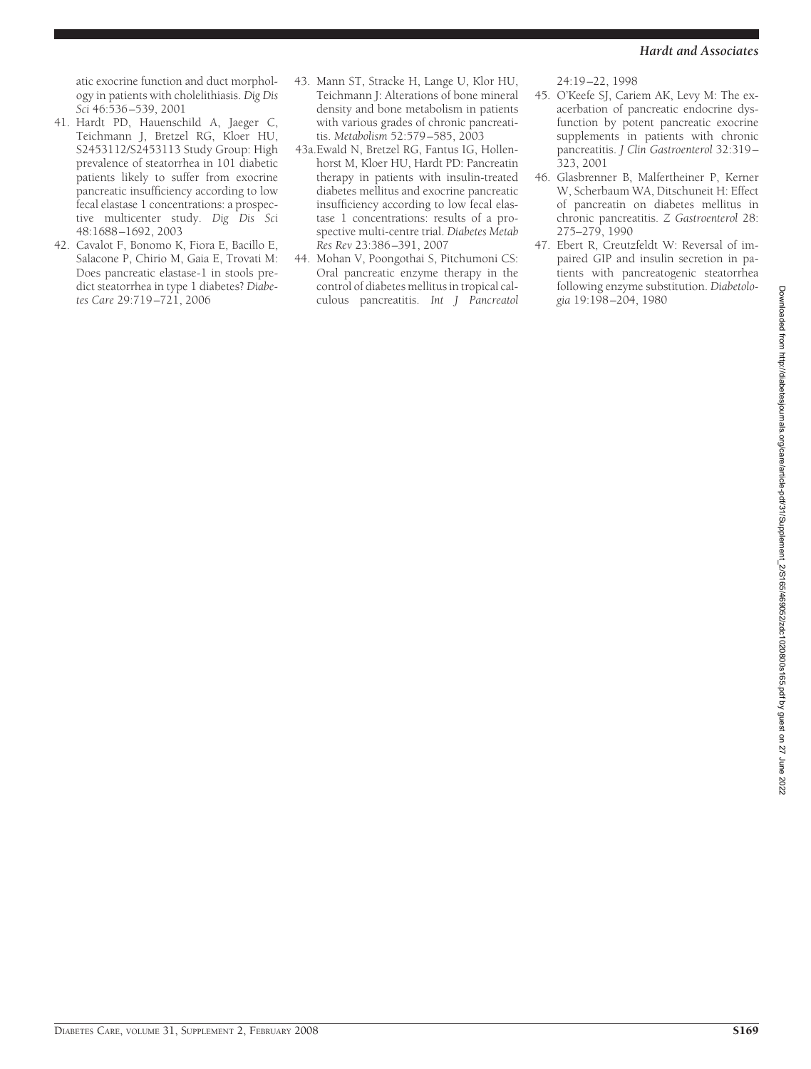atic exocrine function and duct morphology in patients with cholelithiasis. *Dig Dis Sci* 46:536–539, 2001

41. Hardt PD, Hauenschild A, Jaeger C, Teichmann J, Bretzel RG, Kloer HU, S2453112/S2453113 Study Group: High prevalence of steatorrhea in 101 diabetic patients likely to suffer from exocrine pancreatic insufficiency according to low fecal elastase 1 concentrations: a prospective multicenter study. *Dig Dis Sci* 48:1688–1692, 2003
42. Cavalot F, Bonomo K, Fiora E, Bacillo E, Salacone P, Chirio M, Gaia E, Trovati M: Does pancreatic elastase-1 in stools predict steatorrhea in type 1 diabetes? *Diabetes Care* 29:719–721, 2006
43. Mann ST, Stracke H, Lange U, Klor HU, Teichmann J: Alterations of bone mineral density and bone metabolism in patients with various grades of chronic pancreatitis. *Metabolism* 52:579–585, 2003

43a. Ewald N, Bretzel RG, Fantus IG, Hollenhorst M, Kloer HU, Hardt PD: Pancreatin therapy in patients with insulin-treated diabetes mellitus and exocrine pancreatic insufficiency according to low fecal elastase 1 concentrations: results of a prospective multi-centre trial. *Diabetes Metab Res Rev* 23:386–391, 2007

44. Mohan V, Poongothai S, Pitchumoni CS: Oral pancreatic enzyme therapy in the control of diabetes mellitus in tropical calculous pancreatitis. *Int J Pancreatol* 24:19–22, 1998
45. O'Keefe SJ, Cariem AK, Levy M: The exacerbation of pancreatic endocrine dysfunction by potent pancreatic exocrine supplements in patients with chronic pancreatitis. *J Clin Gastroenterol* 32:319–323, 2001
46. Glasbrenner B, Malfertheiner P, Kerner W, Scherbaum WA, Ditschuneit H: Effect of pancreatin on diabetes mellitus in chronic pancreatitis. *Z Gastroenterol* 28: 275–279, 1990
47. Ebert R, Creutzfeldt W: Reversal of impaired GIP and insulin secretion in patients with pancreatogenic steatorrhea following enzyme substitution. *Diabetologia* 19:198–204, 1980